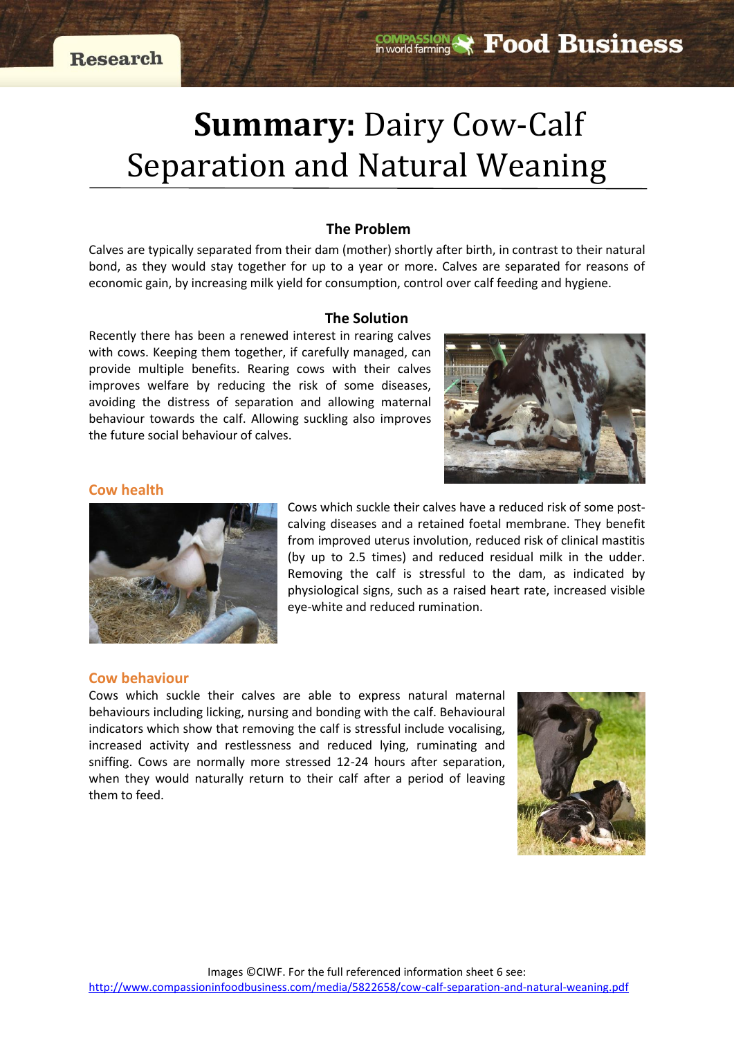Research

Compassion in world farming Food Business

# **Summary:** Dairy Cow-Calf Separation and Natural Weaning

### The Problem

Calves are typically separated from their dam (mother) shortly after birth, in contrast to their natural bond, as they would stay together for up to a year or more. Calves are separated for reasons of economic gain, by increasing milk yield for consumption, control over calf feeding and hygiene.

### The Solution

Recently there has been a renewed interest in rearing calves with cows. Keeping them together, if carefully managed, can provide multiple benefits. Rearing cows with their calves improves welfare by reducing the risk of some diseases, avoiding the distress of separation and allowing maternal behaviour towards the calf. Allowing suckling also improves the future social behaviour of calves.

## Cow health

Cows which suckle their calves have a reduced risk of some post-calving diseases and a retained foetal membrane. They benefit from improved uterus involution, reduced risk of clinical mastitis (by up to 2.5 times) and reduced residual milk in the udder. Removing the calf is stressful to the dam, as indicated by physiological signs, such as a raised heart rate, increased visible eye-white and reduced rumination.

## Cow behaviour

Cows which suckle their calves are able to express natural maternal behaviours including licking, nursing and bonding with the calf. Behavioural indicators which show that removing the calf is stressful include vocalising, increased activity and restlessness and reduced lying, ruminating and sniffing. Cows are normally more stressed 12-24 hours after separation, when they would naturally return to their calf after a period of leaving them to feed.

Images ©CIWF. For the full referenced information sheet 6 see:
http://www.compassioninfoodbusiness.com/media/5822658/cow-calf-separation-and-natural-weaning.pdf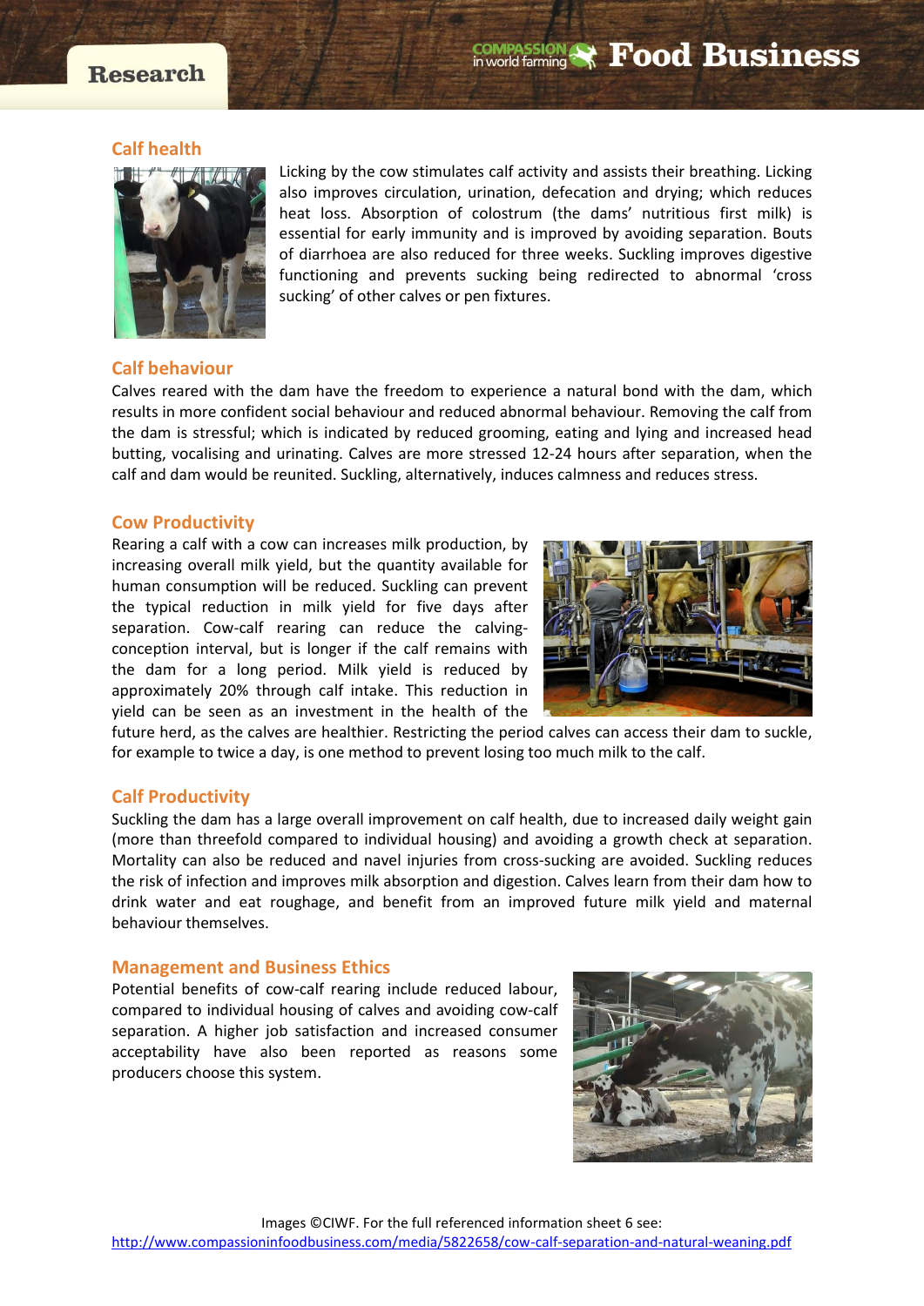## Calf health

Licking by the cow stimulates calf activity and assists their breathing. Licking also improves circulation, urination, defecation and drying; which reduces heat loss. Absorption of colostrum (the dams' nutritious first milk) is essential for early immunity and is improved by avoiding separation. Bouts of diarrhoea are also reduced for three weeks. Suckling improves digestive functioning and prevents sucking being redirected to abnormal 'cross sucking' of other calves or pen fixtures.

## Calf behaviour

Calves reared with the dam have the freedom to experience a natural bond with the dam, which results in more confident social behaviour and reduced abnormal behaviour. Removing the calf from the dam is stressful; which is indicated by reduced grooming, eating and lying and increased head butting, vocalising and urinating. Calves are more stressed 12-24 hours after separation, when the calf and dam would be reunited. Suckling, alternatively, induces calmness and reduces stress.

## Cow Productivity

Rearing a calf with a cow can increases milk production, by increasing overall milk yield, but the quantity available for human consumption will be reduced. Suckling can prevent the typical reduction in milk yield for five days after separation. Cow-calf rearing can reduce the calving-conception interval, but is longer if the calf remains with the dam for a long period. Milk yield is reduced by approximately 20% through calf intake. This reduction in yield can be seen as an investment in the health of the future herd, as the calves are healthier. Restricting the period calves can access their dam to suckle, for example to twice a day, is one method to prevent losing too much milk to the calf.

## Calf Productivity

Suckling the dam has a large overall improvement on calf health, due to increased daily weight gain (more than threefold compared to individual housing) and avoiding a growth check at separation. Mortality can also be reduced and navel injuries from cross-sucking are avoided. Suckling reduces the risk of infection and improves milk absorption and digestion. Calves learn from their dam how to drink water and eat roughage, and benefit from an improved future milk yield and maternal behaviour themselves.

## Management and Business Ethics

Potential benefits of cow-calf rearing include reduced labour, compared to individual housing of calves and avoiding cow-calf separation. A higher job satisfaction and increased consumer acceptability have also been reported as reasons some producers choose this system.

Images ©CIWF. For the full referenced information sheet 6 see:
http://www.compassioninfoodbusiness.com/media/5822658/cow-calf-separation-and-natural-weaning.pdf